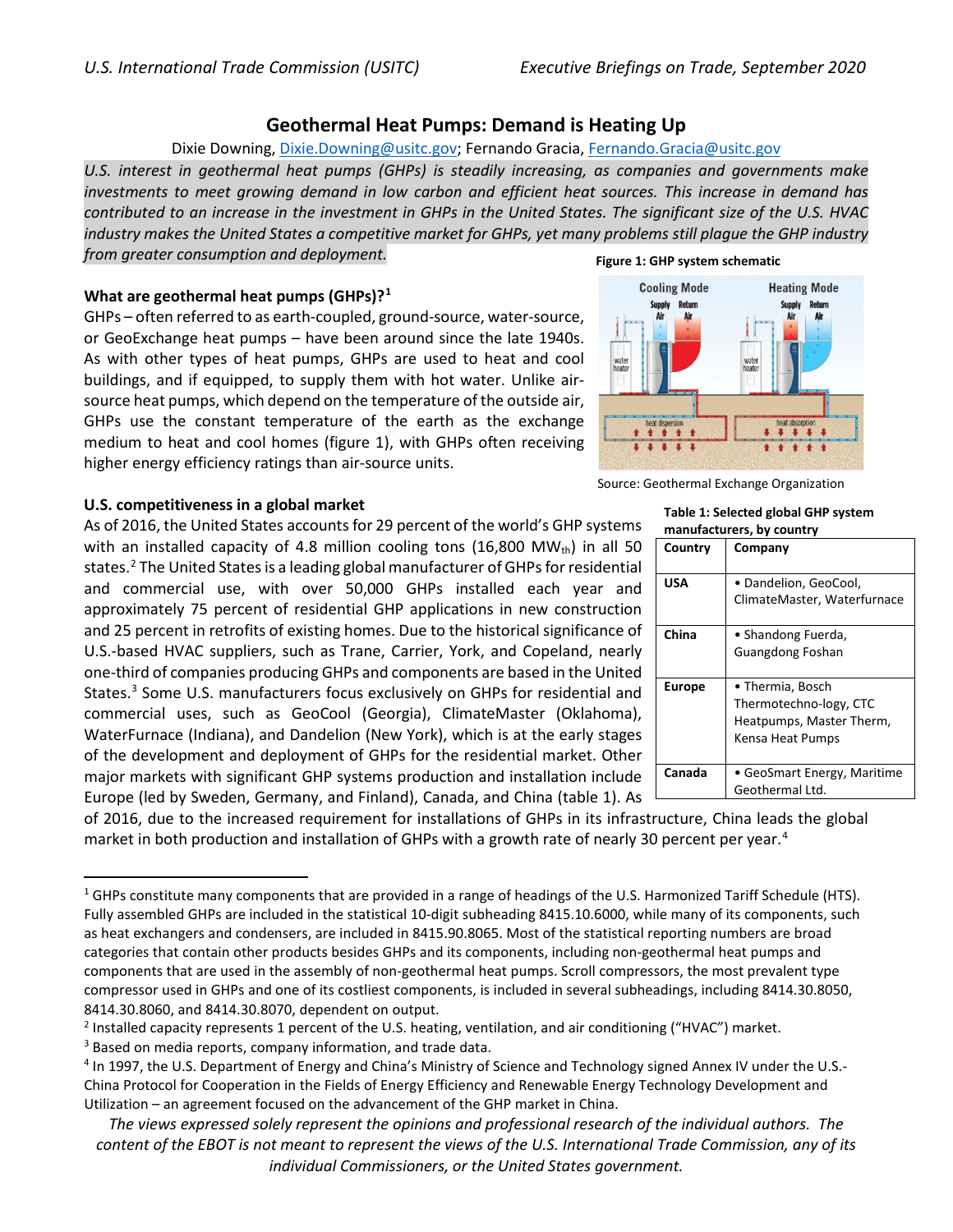# Geothermal Heat Pumps: Demand is Heating Up

Dixie Downing, Dixie.Downing@usitc.gov; Fernando Gracia, Fernando.Gracia@usitc.gov

*U.S. interest in geothermal heat pumps (GHPs) is steadily increasing, as companies and governments make investments to meet growing demand in low carbon and efficient heat sources. This increase in demand has contributed to an increase in the investment in GHPs in the United States. The significant size of the U.S. HVAC industry makes the United States a competitive market for GHPs, yet many problems still plague the GHP industry from greater consumption and deployment.*

## What are geothermal heat pumps (GHPs)?[1]

GHPs – often referred to as earth-coupled, ground-source, water-source, or GeoExchange heat pumps – have been around since the late 1940s. As with other types of heat pumps, GHPs are used to heat and cool buildings, and if equipped, to supply them with hot water. Unlike air-source heat pumps, which depend on the temperature of the outside air, GHPs use the constant temperature of the earth as the exchange medium to heat and cool homes (figure 1), with GHPs often receiving higher energy efficiency ratings than air-source units.

**Figure 1: GHP system schematic**

Source: Geothermal Exchange Organization

## U.S. competitiveness in a global market

As of 2016, the United States accounts for 29 percent of the world's GHP systems with an installed capacity of 4.8 million cooling tons (16,800 $MW_{th}$) in all 50 states.[2] The United States is a leading global manufacturer of GHPs for residential and commercial use, with over 50,000 GHPs installed each year and approximately 75 percent of residential GHP applications in new construction and 25 percent in retrofits of existing homes. Due to the historical significance of U.S.-based HVAC suppliers, such as Trane, Carrier, York, and Copeland, nearly one-third of companies producing GHPs and components are based in the United States.[3] Some U.S. manufacturers focus exclusively on GHPs for residential and commercial uses, such as GeoCool (Georgia), ClimateMaster (Oklahoma), WaterFurnace (Indiana), and Dandelion (New York), which is at the early stages of the development and deployment of GHPs for the residential market. Other major markets with significant GHP systems production and installation include Europe (led by Sweden, Germany, and Finland), Canada, and China (table 1). As of 2016, due to the increased requirement for installations of GHPs in its infrastructure, China leads the global market in both production and installation of GHPs with a growth rate of nearly 30 percent per year.[4]

**Table 1: Selected global GHP system manufacturers, by country**

| Country | Company |
|---|---|
| USA | • Dandelion, GeoCool, ClimateMaster, Waterfurnace |
| China | • Shandong Fuerda, Guangdong Foshan |
| Europe | • Thermia, Bosch Thermotechno-logy, CTC Heatpumps, Master Therm, Kensa Heat Pumps |
| Canada | • GeoSmart Energy, Maritime Geothermal Ltd. |

---

[1] GHPs constitute many components that are provided in a range of headings of the U.S. Harmonized Tariff Schedule (HTS). Fully assembled GHPs are included in the statistical 10-digit subheading 8415.10.6000, while many of its components, such as heat exchangers and condensers, are included in 8415.90.8065. Most of the statistical reporting numbers are broad categories that contain other products besides GHPs and its components, including non-geothermal heat pumps and components that are used in the assembly of non-geothermal heat pumps. Scroll compressors, the most prevalent type compressor used in GHPs and one of its costliest components, is included in several subheadings, including 8414.30.8050, 8414.30.8060, and 8414.30.8070, dependent on output.

[2] Installed capacity represents 1 percent of the U.S. heating, ventilation, and air conditioning ("HVAC") market.

[3] Based on media reports, company information, and trade data.

[4] In 1997, the U.S. Department of Energy and China's Ministry of Science and Technology signed Annex IV under the U.S.-China Protocol for Cooperation in the Fields of Energy Efficiency and Renewable Energy Technology Development and Utilization – an agreement focused on the advancement of the GHP market in China.

*The views expressed solely represent the opinions and professional research of the individual authors. The content of the EBOT is not meant to represent the views of the U.S. International Trade Commission, any of its individual Commissioners, or the United States government.*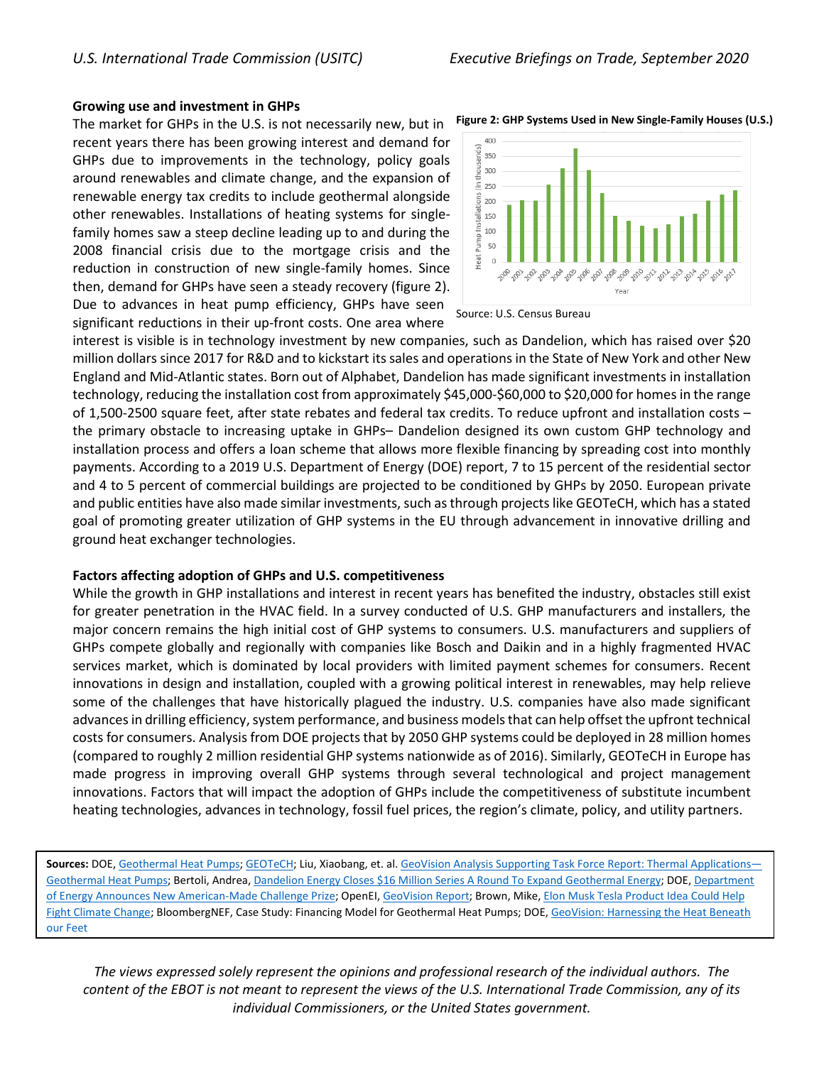## Growing use and investment in GHPs

The market for GHPs in the U.S. is not necessarily new, but in recent years there has been growing interest and demand for GHPs due to improvements in the technology, policy goals around renewables and climate change, and the expansion of renewable energy tax credits to include geothermal alongside other renewables. Installations of heating systems for single-family homes saw a steep decline leading up to and during the 2008 financial crisis due to the mortgage crisis and the reduction in construction of new single-family homes. Since then, demand for GHPs have seen a steady recovery (figure 2). Due to advances in heat pump efficiency, GHPs have seen significant reductions in their up-front costs. One area where interest is visible is in technology investment by new companies, such as Dandelion, which has raised over $20 million dollars since 2017 for R&D and to kickstart its sales and operations in the State of New York and other New England and Mid-Atlantic states. Born out of Alphabet, Dandelion has made significant investments in installation technology, reducing the installation cost from approximately $45,000-$60,000 to $20,000 for homes in the range of 1,500-2500 square feet, after state rebates and federal tax credits. To reduce upfront and installation costs – the primary obstacle to increasing uptake in GHPs– Dandelion designed its own custom GHP technology and installation process and offers a loan scheme that allows more flexible financing by spreading cost into monthly payments. According to a 2019 U.S. Department of Energy (DOE) report, 7 to 15 percent of the residential sector and 4 to 5 percent of commercial buildings are projected to be conditioned by GHPs by 2050. European private and public entities have also made similar investments, such as through projects like GEOTeCH, which has a stated goal of promoting greater utilization of GHP systems in the EU through advancement in innovative drilling and ground heat exchanger technologies.

**Figure 2: GHP Systems Used in New Single-Family Houses (U.S.)**

Heat Pump Installations (in thousands)

400
350
300
250
200
150
100
50
0

2000 2001 2002 2003 2004 2005 2006 2007 2008 2009 2010 2011 2012 2013 2014 2015 2016 2017

Year

Source: U.S. Census Bureau

## Factors affecting adoption of GHPs and U.S. competitiveness

While the growth in GHP installations and interest in recent years has benefited the industry, obstacles still exist for greater penetration in the HVAC field. In a survey conducted of U.S. GHP manufacturers and installers, the major concern remains the high initial cost of GHP systems to consumers. U.S. manufacturers and suppliers of GHPs compete globally and regionally with companies like Bosch and Daikin and in a highly fragmented HVAC services market, which is dominated by local providers with limited payment schemes for consumers. Recent innovations in design and installation, coupled with a growing political interest in renewables, may help relieve some of the challenges that have historically plagued the industry. U.S. companies have also made significant advances in drilling efficiency, system performance, and business models that can help offset the upfront technical costs for consumers. Analysis from DOE projects that by 2050 GHP systems could be deployed in 28 million homes (compared to roughly 2 million residential GHP systems nationwide as of 2016). Similarly, GEOTeCH in Europe has made progress in improving overall GHP systems through several technological and project management innovations. Factors that will impact the adoption of GHPs include the competitiveness of substitute incumbent heating technologies, advances in technology, fossil fuel prices, the region's climate, policy, and utility partners.

**Sources:** DOE, Geothermal Heat Pumps; GEOTeCH; Liu, Xiaobang, et. al. GeoVision Analysis Supporting Task Force Report: Thermal Applications—Geothermal Heat Pumps; Bertoli, Andrea, Dandelion Energy Closes $16 Million Series A Round To Expand Geothermal Energy; DOE, Department of Energy Announces New American-Made Challenge Prize; OpenEI, GeoVision Report; Brown, Mike, Elon Musk Tesla Product Idea Could Help Fight Climate Change; BloombergNEF, Case Study: Financing Model for Geothermal Heat Pumps; DOE, GeoVision: Harnessing the Heat Beneath our Feet

*The views expressed solely represent the opinions and professional research of the individual authors. The content of the EBOT is not meant to represent the views of the U.S. International Trade Commission, any of its individual Commissioners, or the United States government.*